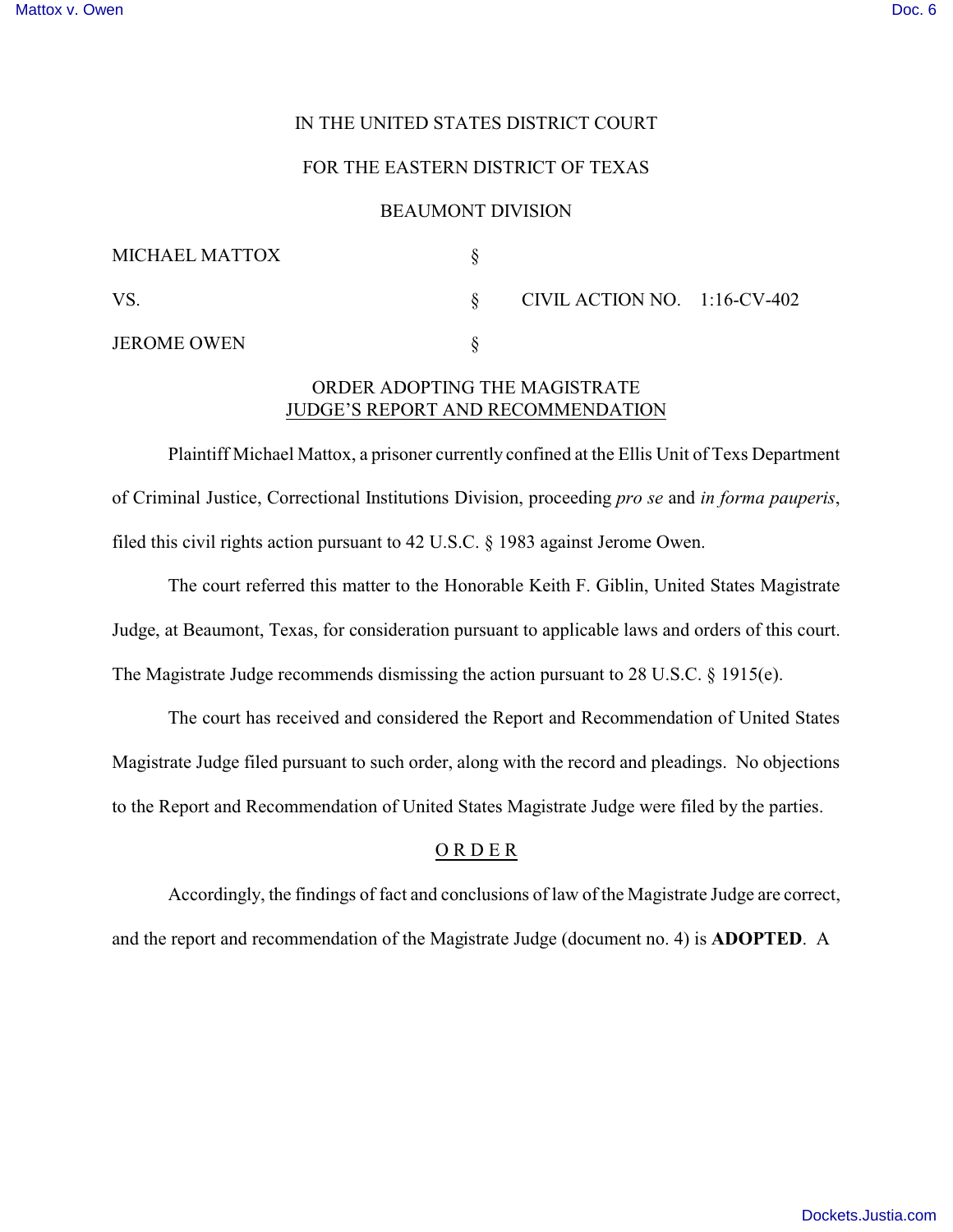IN THE UNITED STATES DISTRICT COURT

FOR THE EASTERN DISTRICT OF TEXAS

BEAUMONT DIVISION

| | | |
|---|---|---|
| MICHAEL MATTOX | § | |
| VS. | § | CIVIL ACTION NO. 1:16-CV-402 |
| JEROME OWEN | § | |

ORDER ADOPTING THE MAGISTRATE JUDGE'S REPORT AND RECOMMENDATION

Plaintiff Michael Mattox, a prisoner currently confined at the Ellis Unit of Texs Department of Criminal Justice, Correctional Institutions Division, proceeding *pro se* and *in forma pauperis*, filed this civil rights action pursuant to 42 U.S.C. § 1983 against Jerome Owen.

The court referred this matter to the Honorable Keith F. Giblin, United States Magistrate Judge, at Beaumont, Texas, for consideration pursuant to applicable laws and orders of this court. The Magistrate Judge recommends dismissing the action pursuant to 28 U.S.C. § 1915(e).

The court has received and considered the Report and Recommendation of United States Magistrate Judge filed pursuant to such order, along with the record and pleadings. No objections to the Report and Recommendation of United States Magistrate Judge were filed by the parties.

O R D E R

Accordingly, the findings of fact and conclusions of law of the Magistrate Judge are correct, and the report and recommendation of the Magistrate Judge (document no. 4) is **ADOPTED**. A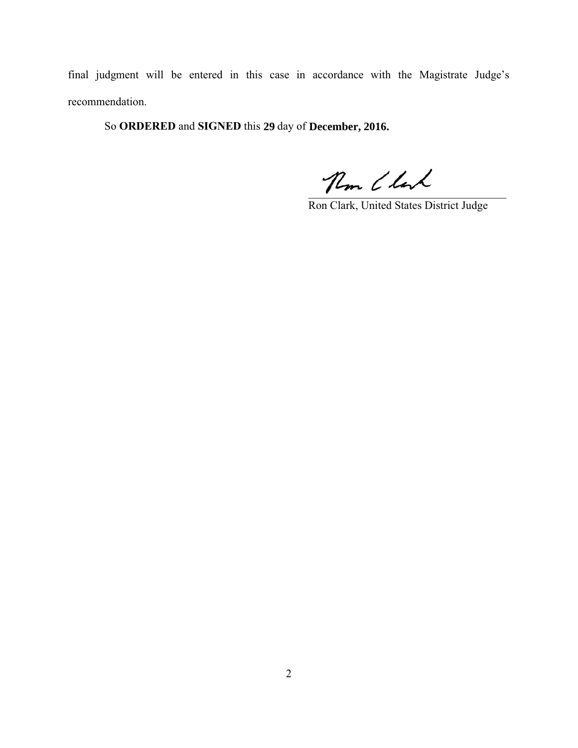final judgment will be entered in this case in accordance with the Magistrate Judge's recommendation.

So **ORDERED** and **SIGNED** this **29** day of **December, 2016.**

Ron Clark, United States District Judge